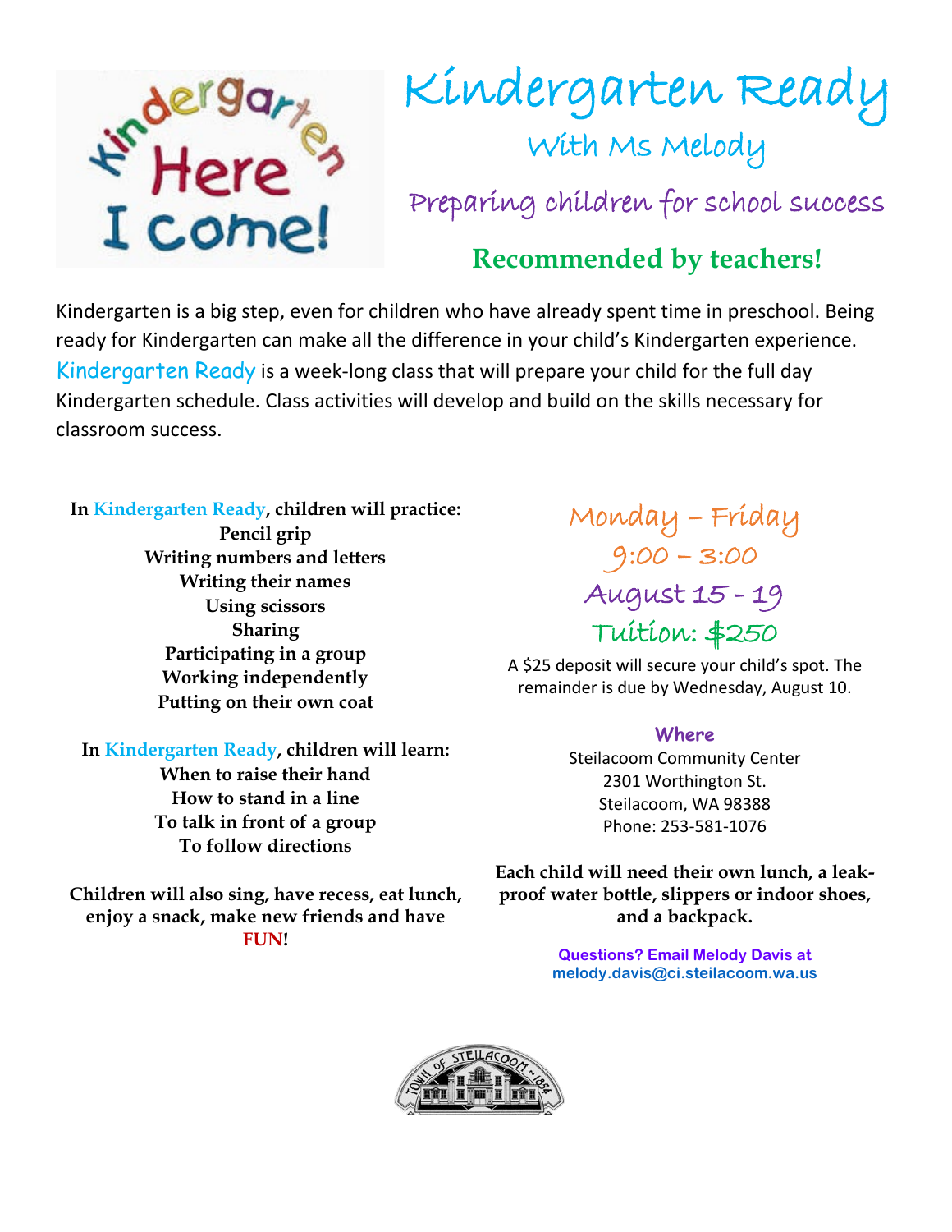Kindergarten Here I Come!

# Kindergarten Ready

## With Ms Melody

### Preparing children for school success

**Recommended by teachers!**

Kindergarten is a big step, even for children who have already spent time in preschool. Being ready for Kindergarten can make all the difference in your child's Kindergarten experience. Kindergarten Ready is a week-long class that will prepare your child for the full day Kindergarten schedule. Class activities will develop and build on the skills necessary for classroom success.

**In Kindergarten Ready, children will practice:**
**Pencil grip**
**Writing numbers and letters**
**Writing their names**
**Using scissors**
**Sharing**
**Participating in a group**
**Working independently**
**Putting on their own coat**

**In Kindergarten Ready, children will learn:**
**When to raise their hand**
**How to stand in a line**
**To talk in front of a group**
**To follow directions**

**Children will also sing, have recess, eat lunch, enjoy a snack, make new friends and have FUN!**

Monday – Friday
9:00 – 3:00
August 15 - 19
Tuition: $250

A $25 deposit will secure your child's spot. The remainder is due by Wednesday, August 10.

**Where**

Steilacoom Community Center
2301 Worthington St.
Steilacoom, WA 98388
Phone: 253-581-1076

**Each child will need their own lunch, a leak-proof water bottle, slippers or indoor shoes, and a backpack.**

**Questions? Email Melody Davis at melody.davis@ci.steilacoom.wa.us**

TOWN OF STEILACOOM ~ 1854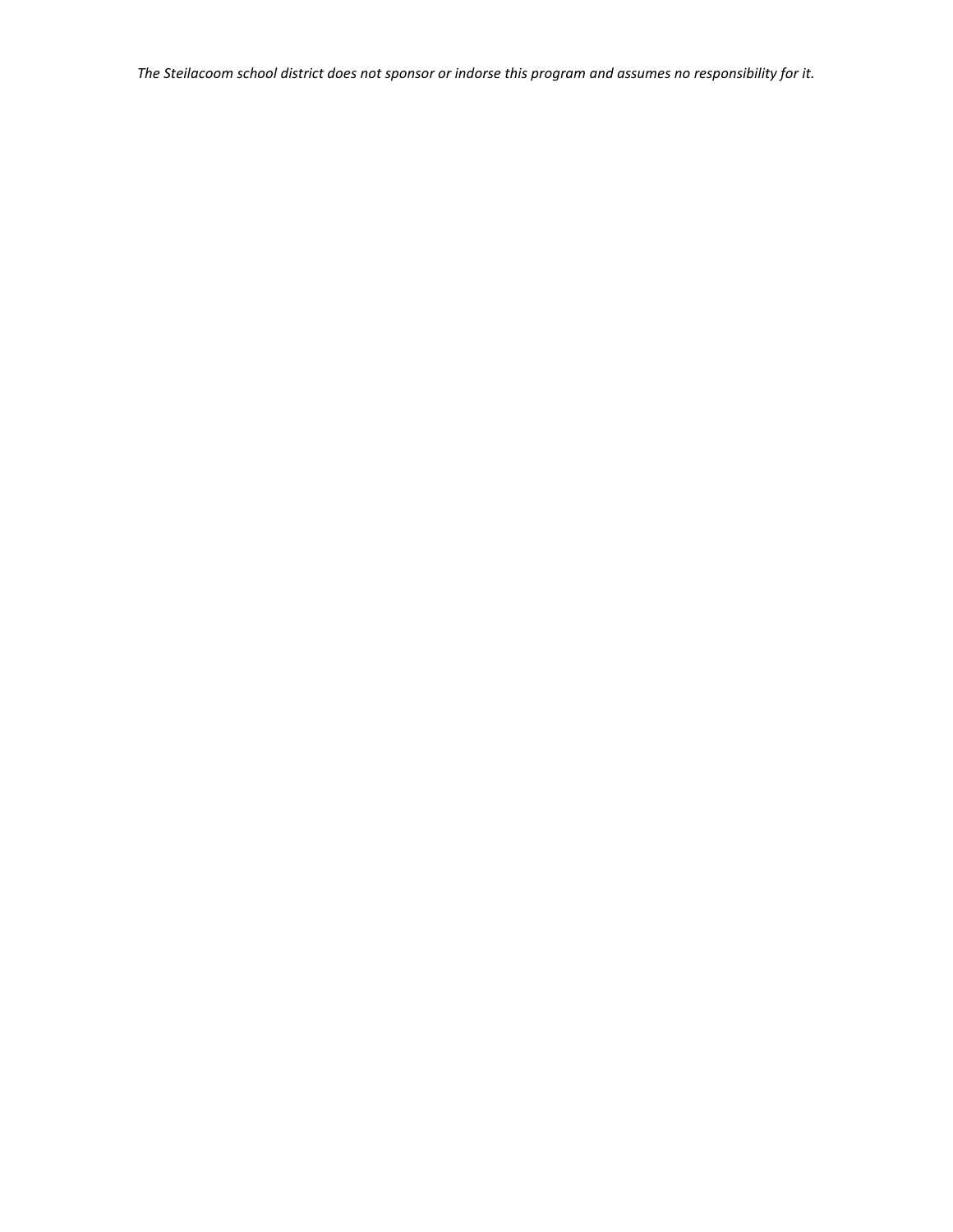*The Steilacoom school district does not sponsor or indorse this program and assumes no responsibility for it.*